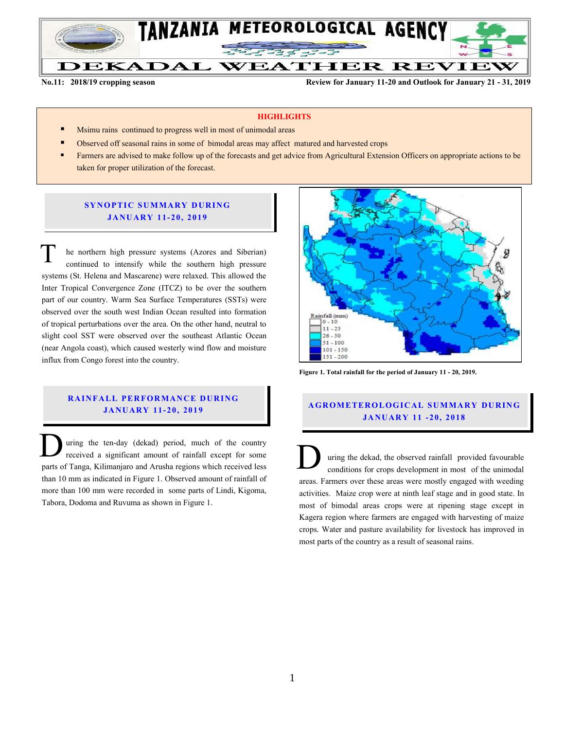# TANZANIA METEOROLOGICAL AGENCY

## DEKADAL WEATHER REVIEW

**No.11: 2018/19 cropping season** **Review for January 11-20 and Outlook for January 21 - 31, 2019**

**HIGHLIGHTS**

- Msimu rains continued to progress well in most of unimodal areas
- Observed off seasonal rains in some of bimodal areas may affect matured and harvested crops
- Farmers are advised to make follow up of the forecasts and get advice from Agricultural Extension Officers on appropriate actions to be taken for proper utilization of the forecast.

## SYNOPTIC SUMMARY DURING JANUARY 11-20, 2019

The northern high pressure systems (Azores and Siberian) continued to intensify while the southern high pressure systems (St. Helena and Mascarene) were relaxed. This allowed the Inter Tropical Convergence Zone (ITCZ) to be over the southern part of our country. Warm Sea Surface Temperatures (SSTs) were observed over the south west Indian Ocean resulted into formation of tropical perturbations over the area. On the other hand, neutral to slight cool SST were observed over the southeast Atlantic Ocean (near Angola coast), which caused westerly wind flow and moisture influx from Congo forest into the country.

## RAINFALL PERFORMANCE DURING JANUARY 11-20, 2019

During the ten-day (dekad) period, much of the country received a significant amount of rainfall except for some parts of Tanga, Kilimanjaro and Arusha regions which received less than 10 mm as indicated in Figure 1. Observed amount of rainfall of more than 100 mm were recorded in some parts of Lindi, Kigoma, Tabora, Dodoma and Ruvuma as shown in Figure 1.

Rainfall (mm): 0 - 10; 11 - 25; 26 - 50; 51 - 100; 101 - 150; 151 - 200

**Figure 1. Total rainfall for the period of January 11 - 20, 2019.**

## AGROMETEROLOGICAL SUMMARY DURING JANUARY 11 -20, 2018

During the dekad, the observed rainfall provided favourable conditions for crops development in most of the unimodal areas. Farmers over these areas were mostly engaged with weeding activities. Maize crop were at ninth leaf stage and in good state. In most of bimodal areas crops were at ripening stage except in Kagera region where farmers are engaged with harvesting of maize crops. Water and pasture availability for livestock has improved in most parts of the country as a result of seasonal rains.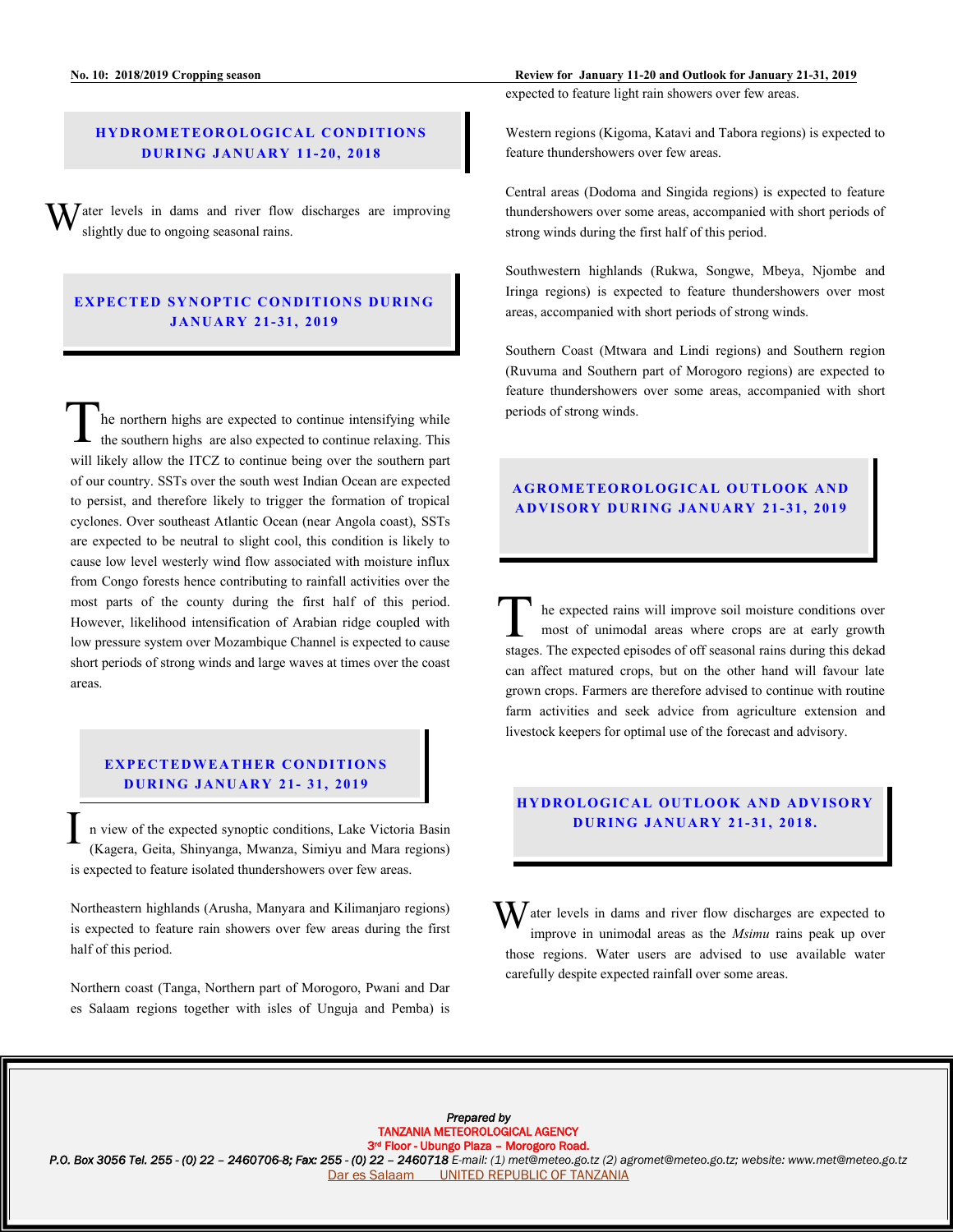## HYDROMETEOROLOGICAL CONDITIONS DURING JANUARY 11-20, 2018

Water levels in dams and river flow discharges are improving slightly due to ongoing seasonal rains.

## EXPECTED SYNOPTIC CONDITIONS DURING JANUARY 21-31, 2019

The northern highs are expected to continue intensifying while the southern highs are also expected to continue relaxing. This will likely allow the ITCZ to continue being over the southern part of our country. SSTs over the south west Indian Ocean are expected to persist, and therefore likely to trigger the formation of tropical cyclones. Over southeast Atlantic Ocean (near Angola coast), SSTs are expected to be neutral to slight cool, this condition is likely to cause low level westerly wind flow associated with moisture influx from Congo forests hence contributing to rainfall activities over the most parts of the county during the first half of this period. However, likelihood intensification of Arabian ridge coupled with low pressure system over Mozambique Channel is expected to cause short periods of strong winds and large waves at times over the coast areas.

## EXPECTEDWEATHER CONDITIONS DURING JANUARY 21- 31, 2019

In view of the expected synoptic conditions, Lake Victoria Basin (Kagera, Geita, Shinyanga, Mwanza, Simiyu and Mara regions) is expected to feature isolated thundershowers over few areas.

Northeastern highlands (Arusha, Manyara and Kilimanjaro regions) is expected to feature rain showers over few areas during the first half of this period.

Northern coast (Tanga, Northern part of Morogoro, Pwani and Dar es Salaam regions together with isles of Unguja and Pemba) is expected to feature light rain showers over few areas.

Western regions (Kigoma, Katavi and Tabora regions) is expected to feature thundershowers over few areas.

Central areas (Dodoma and Singida regions) is expected to feature thundershowers over some areas, accompanied with short periods of strong winds during the first half of this period.

Southwestern highlands (Rukwa, Songwe, Mbeya, Njombe and Iringa regions) is expected to feature thundershowers over most areas, accompanied with short periods of strong winds.

Southern Coast (Mtwara and Lindi regions) and Southern region (Ruvuma and Southern part of Morogoro regions) are expected to feature thundershowers over some areas, accompanied with short periods of strong winds.

## AGROMETEOROLOGICAL OUTLOOK AND ADVISORY DURING JANUARY 21-31, 2019

The expected rains will improve soil moisture conditions over most of unimodal areas where crops are at early growth stages. The expected episodes of off seasonal rains during this dekad can affect matured crops, but on the other hand will favour late grown crops. Farmers are therefore advised to continue with routine farm activities and seek advice from agriculture extension and livestock keepers for optimal use of the forecast and advisory.

## HYDROLOGICAL OUTLOOK AND ADVISORY DURING JANUARY 21-31, 2018.

Water levels in dams and river flow discharges are expected to improve in unimodal areas as the *Msimu* rains peak up over those regions. Water users are advised to use available water carefully despite expected rainfall over some areas.

*Prepared by*
TANZANIA METEOROLOGICAL AGENCY
3rd Floor - Ubungo Plaza – Morogoro Road.
*P.O. Box 3056 Tel. 255 - (0) 22 – 2460706-8; Fax: 255 - (0) 22 – 2460718 E-mail: (1) met@meteo.go.tz (2) agromet@meteo.go.tz; website: www.met@meteo.go.tz*
Dar es Salaam UNITED REPUBLIC OF TANZANIA